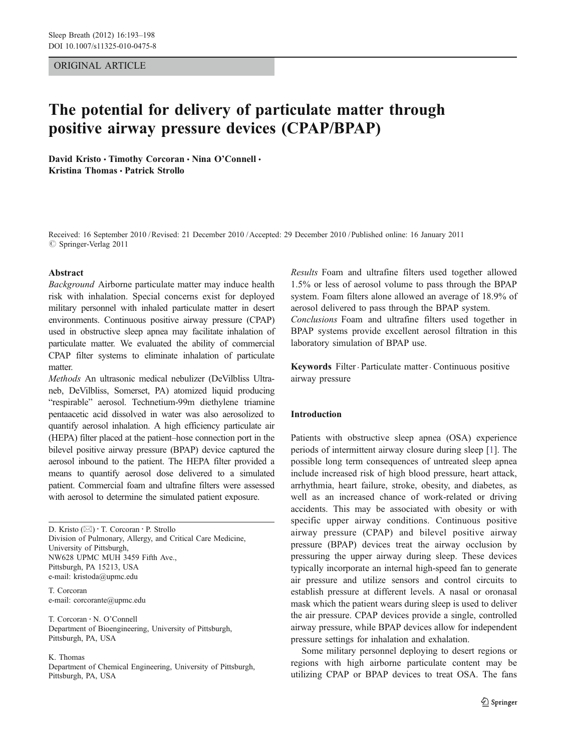ORIGINAL ARTICLE

# The potential for delivery of particulate matter through positive airway pressure devices (CPAP/BPAP)

**David Kristo · Timothy Corcoran · Nina O'Connell · Kristina Thomas · Patrick Strollo**

Received: 16 September 2010 / Revised: 21 December 2010 / Accepted: 29 December 2010 / Published online: 16 January 2011
© Springer-Verlag 2011

## Abstract

*Background* Airborne particulate matter may induce health risk with inhalation. Special concerns exist for deployed military personnel with inhaled particulate matter in desert environments. Continuous positive airway pressure (CPAP) used in obstructive sleep apnea may facilitate inhalation of particulate matter. We evaluated the ability of commercial CPAP filter systems to eliminate inhalation of particulate matter.

*Methods* An ultrasonic medical nebulizer (DeVilbliss Ultraneb, DeVilbliss, Somerset, PA) atomized liquid producing "respirable" aerosol. Technetium-99m diethylene triamine pentaacetic acid dissolved in water was also aerosolized to quantify aerosol inhalation. A high efficiency particulate air (HEPA) filter placed at the patient–hose connection port in the bilevel positive airway pressure (BPAP) device captured the aerosol inbound to the patient. The HEPA filter provided a means to quantify aerosol dose delivered to a simulated patient. Commercial foam and ultrafine filters were assessed with aerosol to determine the simulated patient exposure.

*Results* Foam and ultrafine filters used together allowed 1.5% or less of aerosol volume to pass through the BPAP system. Foam filters alone allowed an average of 18.9% of aerosol delivered to pass through the BPAP system.

*Conclusions* Foam and ultrafine filters used together in BPAP systems provide excellent aerosol filtration in this laboratory simulation of BPAP use.

**Keywords** Filter · Particulate matter · Continuous positive airway pressure

D. Kristo (✉) · T. Corcoran · P. Strollo
Division of Pulmonary, Allergy, and Critical Care Medicine, University of Pittsburgh,
NW628 UPMC MUH 3459 Fifth Ave.,
Pittsburgh, PA 15213, USA
e-mail: kristoda@upmc.edu

T. Corcoran
e-mail: corcorante@upmc.edu

T. Corcoran · N. O'Connell
Department of Bioengineering, University of Pittsburgh,
Pittsburgh, PA, USA

K. Thomas
Department of Chemical Engineering, University of Pittsburgh,
Pittsburgh, PA, USA

## Introduction

Patients with obstructive sleep apnea (OSA) experience periods of intermittent airway closure during sleep [1]. The possible long term consequences of untreated sleep apnea include increased risk of high blood pressure, heart attack, arrhythmia, heart failure, stroke, obesity, and diabetes, as well as an increased chance of work-related or driving accidents. This may be associated with obesity or with specific upper airway conditions. Continuous positive airway pressure (CPAP) and bilevel positive airway pressure (BPAP) devices treat the airway occlusion by pressuring the upper airway during sleep. These devices typically incorporate an internal high-speed fan to generate air pressure and utilize sensors and control circuits to establish pressure at different levels. A nasal or oronasal mask which the patient wears during sleep is used to deliver the air pressure. CPAP devices provide a single, controlled airway pressure, while BPAP devices allow for independent pressure settings for inhalation and exhalation.

Some military personnel deploying to desert regions or regions with high airborne particulate content may be utilizing CPAP or BPAP devices to treat OSA. The fans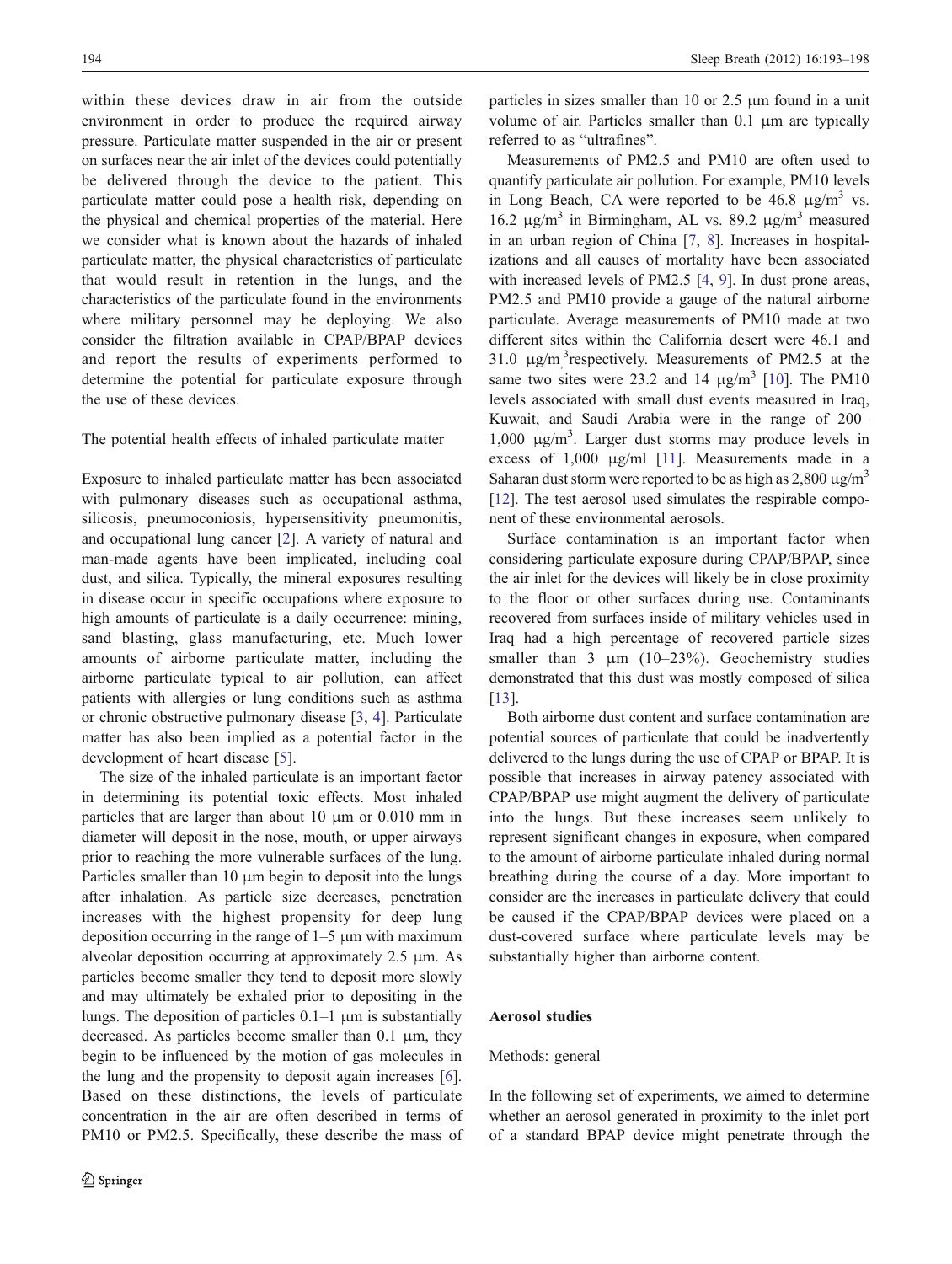within these devices draw in air from the outside environment in order to produce the required airway pressure. Particulate matter suspended in the air or present on surfaces near the air inlet of the devices could potentially be delivered through the device to the patient. This particulate matter could pose a health risk, depending on the physical and chemical properties of the material. Here we consider what is known about the hazards of inhaled particulate matter, the physical characteristics of particulate that would result in retention in the lungs, and the characteristics of the particulate found in the environments where military personnel may be deploying. We also consider the filtration available in CPAP/BPAP devices and report the results of experiments performed to determine the potential for particulate exposure through the use of these devices.

## The potential health effects of inhaled particulate matter

Exposure to inhaled particulate matter has been associated with pulmonary diseases such as occupational asthma, silicosis, pneumoconiosis, hypersensitivity pneumonitis, and occupational lung cancer [2]. A variety of natural and man-made agents have been implicated, including coal dust, and silica. Typically, the mineral exposures resulting in disease occur in specific occupations where exposure to high amounts of particulate is a daily occurrence: mining, sand blasting, glass manufacturing, etc. Much lower amounts of airborne particulate matter, including the airborne particulate typical to air pollution, can affect patients with allergies or lung conditions such as asthma or chronic obstructive pulmonary disease [3, 4]. Particulate matter has also been implied as a potential factor in the development of heart disease [5].

The size of the inhaled particulate is an important factor in determining its potential toxic effects. Most inhaled particles that are larger than about 10 μm or 0.010 mm in diameter will deposit in the nose, mouth, or upper airways prior to reaching the more vulnerable surfaces of the lung. Particles smaller than 10 μm begin to deposit into the lungs after inhalation. As particle size decreases, penetration increases with the highest propensity for deep lung deposition occurring in the range of 1–5 μm with maximum alveolar deposition occurring at approximately 2.5 μm. As particles become smaller they tend to deposit more slowly and may ultimately be exhaled prior to depositing in the lungs. The deposition of particles 0.1–1 μm is substantially decreased. As particles become smaller than 0.1 μm, they begin to be influenced by the motion of gas molecules in the lung and the propensity to deposit again increases [6]. Based on these distinctions, the levels of particulate concentration in the air are often described in terms of PM10 or PM2.5. Specifically, these describe the mass of particles in sizes smaller than 10 or 2.5 μm found in a unit volume of air. Particles smaller than 0.1 μm are typically referred to as "ultrafines".

Measurements of PM2.5 and PM10 are often used to quantify particulate air pollution. For example, PM10 levels in Long Beach, CA were reported to be 46.8 $\mu g/m^3$ vs. 16.2 $\mu g/m^3$ in Birmingham, AL vs. 89.2 $\mu g/m^3$ measured in an urban region of China [7, 8]. Increases in hospitalizations and all causes of mortality have been associated with increased levels of PM2.5 [4, 9]. In dust prone areas, PM2.5 and PM10 provide a gauge of the natural airborne particulate. Average measurements of PM10 made at two different sites within the California desert were 46.1 and 31.0 $\mu g/m^3$ respectively. Measurements of PM2.5 at the same two sites were 23.2 and 14 $\mu g/m^3$ [10]. The PM10 levels associated with small dust events measured in Iraq, Kuwait, and Saudi Arabia were in the range of 200–1,000 $\mu g/m^3$. Larger dust storms may produce levels in excess of 1,000 μg/ml [11]. Measurements made in a Saharan dust storm were reported to be as high as 2,800 $\mu g/m^3$ [12]. The test aerosol used simulates the respirable component of these environmental aerosols.

Surface contamination is an important factor when considering particulate exposure during CPAP/BPAP, since the air inlet for the devices will likely be in close proximity to the floor or other surfaces during use. Contaminants recovered from surfaces inside of military vehicles used in Iraq had a high percentage of recovered particle sizes smaller than 3 μm (10–23%). Geochemistry studies demonstrated that this dust was mostly composed of silica [13].

Both airborne dust content and surface contamination are potential sources of particulate that could be inadvertently delivered to the lungs during the use of CPAP or BPAP. It is possible that increases in airway patency associated with CPAP/BPAP use might augment the delivery of particulate into the lungs. But these increases seem unlikely to represent significant changes in exposure, when compared to the amount of airborne particulate inhaled during normal breathing during the course of a day. More important to consider are the increases in particulate delivery that could be caused if the CPAP/BPAP devices were placed on a dust-covered surface where particulate levels may be substantially higher than airborne content.

## Aerosol studies

### Methods: general

In the following set of experiments, we aimed to determine whether an aerosol generated in proximity to the inlet port of a standard BPAP device might penetrate through the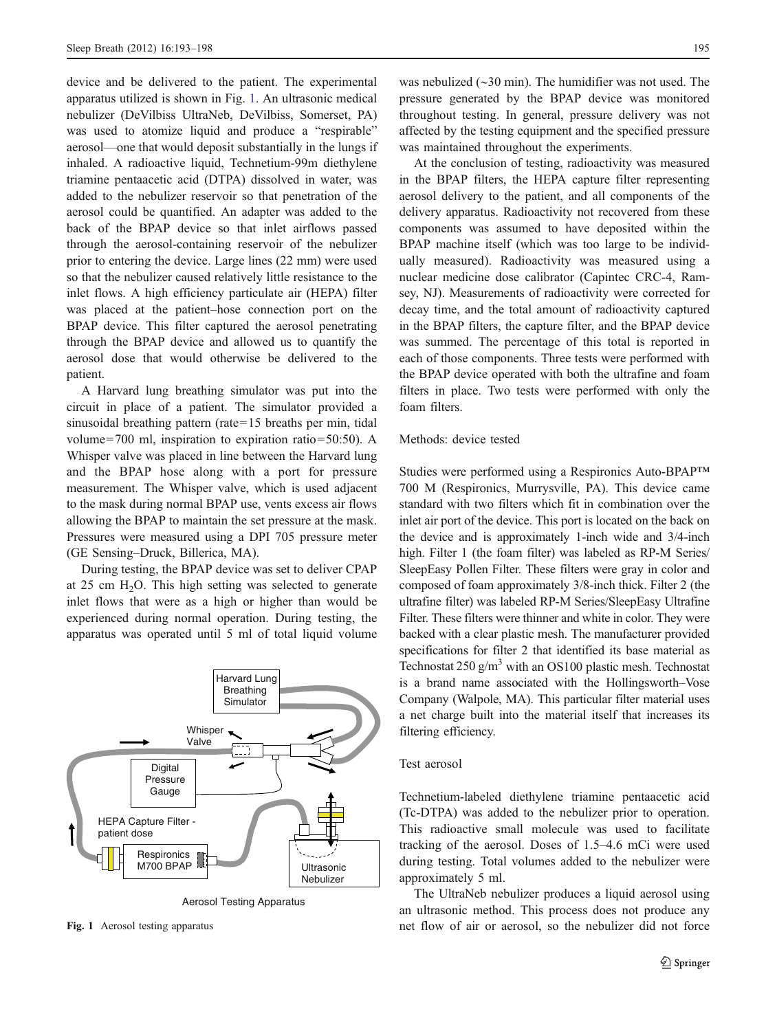device and be delivered to the patient. The experimental apparatus utilized is shown in Fig. 1. An ultrasonic medical nebulizer (DeVilbiss UltraNeb, DeVilbiss, Somerset, PA) was used to atomize liquid and produce a "respirable" aerosol—one that would deposit substantially in the lungs if inhaled. A radioactive liquid, Technetium-99m diethylene triamine pentaacetic acid (DTPA) dissolved in water, was added to the nebulizer reservoir so that penetration of the aerosol could be quantified. An adapter was added to the back of the BPAP device so that inlet airflows passed through the aerosol-containing reservoir of the nebulizer prior to entering the device. Large lines (22 mm) were used so that the nebulizer caused relatively little resistance to the inlet flows. A high efficiency particulate air (HEPA) filter was placed at the patient–hose connection port on the BPAP device. This filter captured the aerosol penetrating through the BPAP device and allowed us to quantify the aerosol dose that would otherwise be delivered to the patient.

A Harvard lung breathing simulator was put into the circuit in place of a patient. The simulator provided a sinusoidal breathing pattern (rate=15 breaths per min, tidal volume=700 ml, inspiration to expiration ratio=50:50). A Whisper valve was placed in line between the Harvard lung and the BPAP hose along with a port for pressure measurement. The Whisper valve, which is used adjacent to the mask during normal BPAP use, vents excess air flows allowing the BPAP to maintain the set pressure at the mask. Pressures were measured using a DPI 705 pressure meter (GE Sensing–Druck, Billerica, MA).

During testing, the BPAP device was set to deliver CPAP at 25 cm $H_2O$. This high setting was selected to generate inlet flows that were as a high or higher than would be experienced during normal operation. During testing, the apparatus was operated until 5 ml of total liquid volume was nebulized (~30 min). The humidifier was not used. The pressure generated by the BPAP device was monitored throughout testing. In general, pressure delivery was not affected by the testing equipment and the specified pressure was maintained throughout the experiments.

Harvard Lung Breathing Simulator

Whisper Valve

Digital Pressure Gauge

HEPA Capture Filter - patient dose

Respironics M700 BPAP

Ultrasonic Nebulizer

Aerosol Testing Apparatus

Fig. 1 Aerosol testing apparatus

At the conclusion of testing, radioactivity was measured in the BPAP filters, the HEPA capture filter representing aerosol delivery to the patient, and all components of the delivery apparatus. Radioactivity not recovered from these components was assumed to have deposited within the BPAP machine itself (which was too large to be individually measured). Radioactivity was measured using a nuclear medicine dose calibrator (Capintec CRC-4, Ramsey, NJ). Measurements of radioactivity were corrected for decay time, and the total amount of radioactivity captured in the BPAP filters, the capture filter, and the BPAP device was summed. The percentage of this total is reported in each of those components. Three tests were performed with the BPAP device operated with both the ultrafine and foam filters in place. Two tests were performed with only the foam filters.

## Methods: device tested

Studies were performed using a Respironics Auto-BPAP™ 700 M (Respironics, Murrysville, PA). This device came standard with two filters which fit in combination over the inlet air port of the device. This port is located on the back on the device and is approximately 1-inch wide and 3/4-inch high. Filter 1 (the foam filter) was labeled as RP-M Series/SleepEasy Pollen Filter. These filters were gray in color and composed of foam approximately 3/8-inch thick. Filter 2 (the ultrafine filter) was labeled RP-M Series/SleepEasy Ultrafine Filter. These filters were thinner and white in color. They were backed with a clear plastic mesh. The manufacturer provided specifications for filter 2 that identified its base material as Technostat 250 $g/m^3$ with an OS100 plastic mesh. Technostat is a brand name associated with the Hollingsworth–Vose Company (Walpole, MA). This particular filter material uses a net charge built into the material itself that increases its filtering efficiency.

## Test aerosol

Technetium-labeled diethylene triamine pentaacetic acid (Tc-DTPA) was added to the nebulizer prior to operation. This radioactive small molecule was used to facilitate tracking of the aerosol. Doses of 1.5–4.6 mCi were used during testing. Total volumes added to the nebulizer were approximately 5 ml.

The UltraNeb nebulizer produces a liquid aerosol using an ultrasonic method. This process does not produce any net flow of air or aerosol, so the nebulizer did not force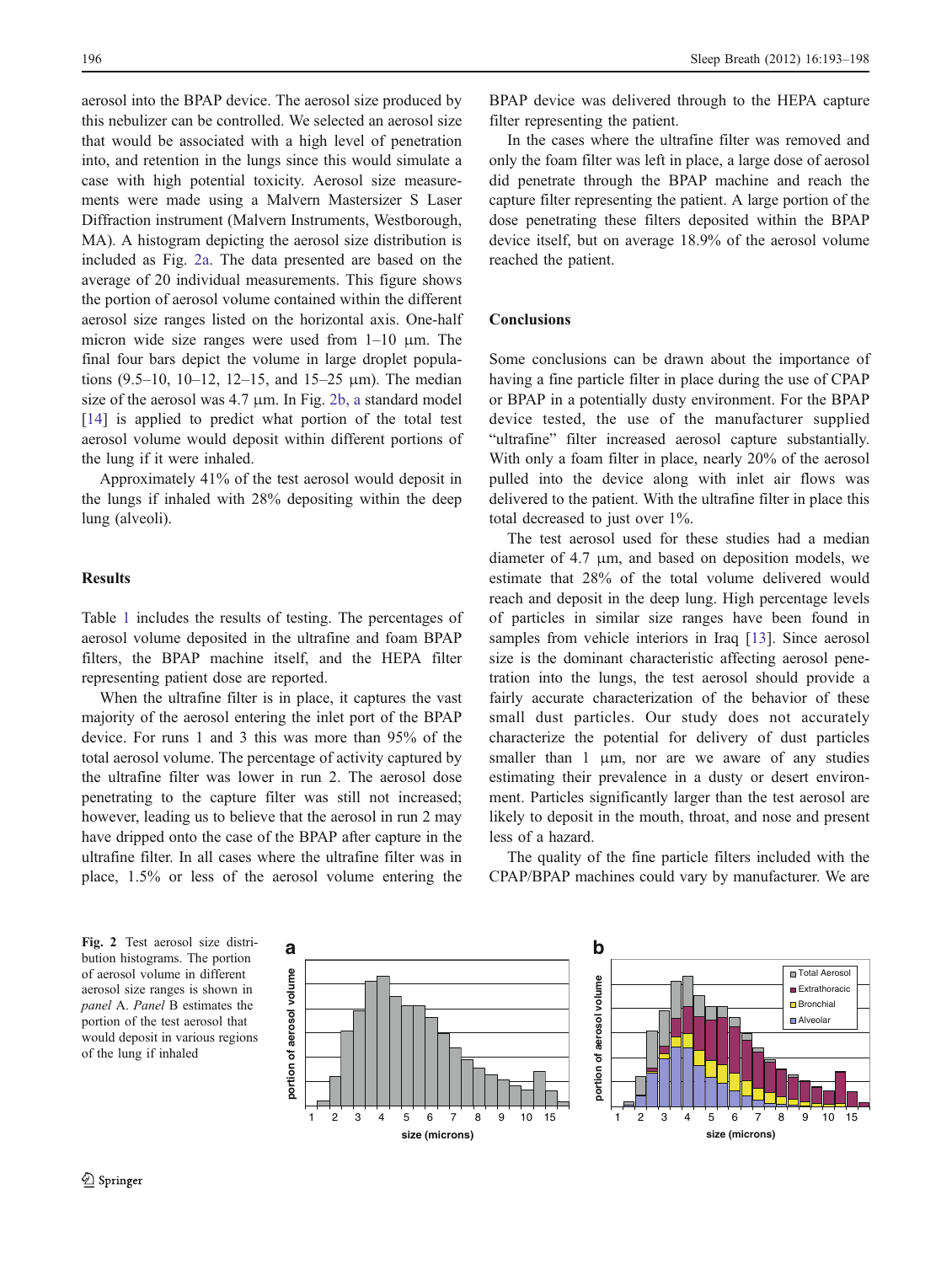aerosol into the BPAP device. The aerosol size produced by this nebulizer can be controlled. We selected an aerosol size that would be associated with a high level of penetration into, and retention in the lungs since this would simulate a case with high potential toxicity. Aerosol size measurements were made using a Malvern Mastersizer S Laser Diffraction instrument (Malvern Instruments, Westborough, MA). A histogram depicting the aerosol size distribution is included as Fig. 2a. The data presented are based on the average of 20 individual measurements. This figure shows the portion of aerosol volume contained within the different aerosol size ranges listed on the horizontal axis. One-half micron wide size ranges were used from 1–10 μm. The final four bars depict the volume in large droplet populations (9.5–10, 10–12, 12–15, and 15–25 μm). The median size of the aerosol was 4.7 μm. In Fig. 2b, a standard model [14] is applied to predict what portion of the total test aerosol volume would deposit within different portions of the lung if it were inhaled.

Approximately 41% of the test aerosol would deposit in the lungs if inhaled with 28% depositing within the deep lung (alveoli).

## Results

Table 1 includes the results of testing. The percentages of aerosol volume deposited in the ultrafine and foam BPAP filters, the BPAP machine itself, and the HEPA filter representing patient dose are reported.

When the ultrafine filter is in place, it captures the vast majority of the aerosol entering the inlet port of the BPAP device. For runs 1 and 3 this was more than 95% of the total aerosol volume. The percentage of activity captured by the ultrafine filter was lower in run 2. The aerosol dose penetrating to the capture filter was still not increased; however, leading us to believe that the aerosol in run 2 may have dripped onto the case of the BPAP after capture in the ultrafine filter. In all cases where the ultrafine filter was in place, 1.5% or less of the aerosol volume entering the BPAP device was delivered through to the HEPA capture filter representing the patient.

In the cases where the ultrafine filter was removed and only the foam filter was left in place, a large dose of aerosol did penetrate through the BPAP machine and reach the capture filter representing the patient. A large portion of the dose penetrating these filters deposited within the BPAP device itself, but on average 18.9% of the aerosol volume reached the patient.

## Conclusions

Some conclusions can be drawn about the importance of having a fine particle filter in place during the use of CPAP or BPAP in a potentially dusty environment. For the BPAP device tested, the use of the manufacturer supplied "ultrafine" filter increased aerosol capture substantially. With only a foam filter in place, nearly 20% of the aerosol pulled into the device along with inlet air flows was delivered to the patient. With the ultrafine filter in place this total decreased to just over 1%.

The test aerosol used for these studies had a median diameter of 4.7 μm, and based on deposition models, we estimate that 28% of the total volume delivered would reach and deposit in the deep lung. High percentage levels of particles in similar size ranges have been found in samples from vehicle interiors in Iraq [13]. Since aerosol size is the dominant characteristic affecting aerosol penetration into the lungs, the test aerosol should provide a fairly accurate characterization of the behavior of these small dust particles. Our study does not accurately characterize the potential for delivery of dust particles smaller than 1 μm, nor are we aware of any studies estimating their prevalence in a dusty or desert environment. Particles significantly larger than the test aerosol are likely to deposit in the mouth, throat, and nose and present less of a hazard.

The quality of the fine particle filters included with the CPAP/BPAP machines could vary by manufacturer. We are

**Fig. 2** Test aerosol size distribution histograms. The portion of aerosol volume in different aerosol size ranges is shown in *panel* A. *Panel* B estimates the portion of the test aerosol that would deposit in various regions of the lung if inhaled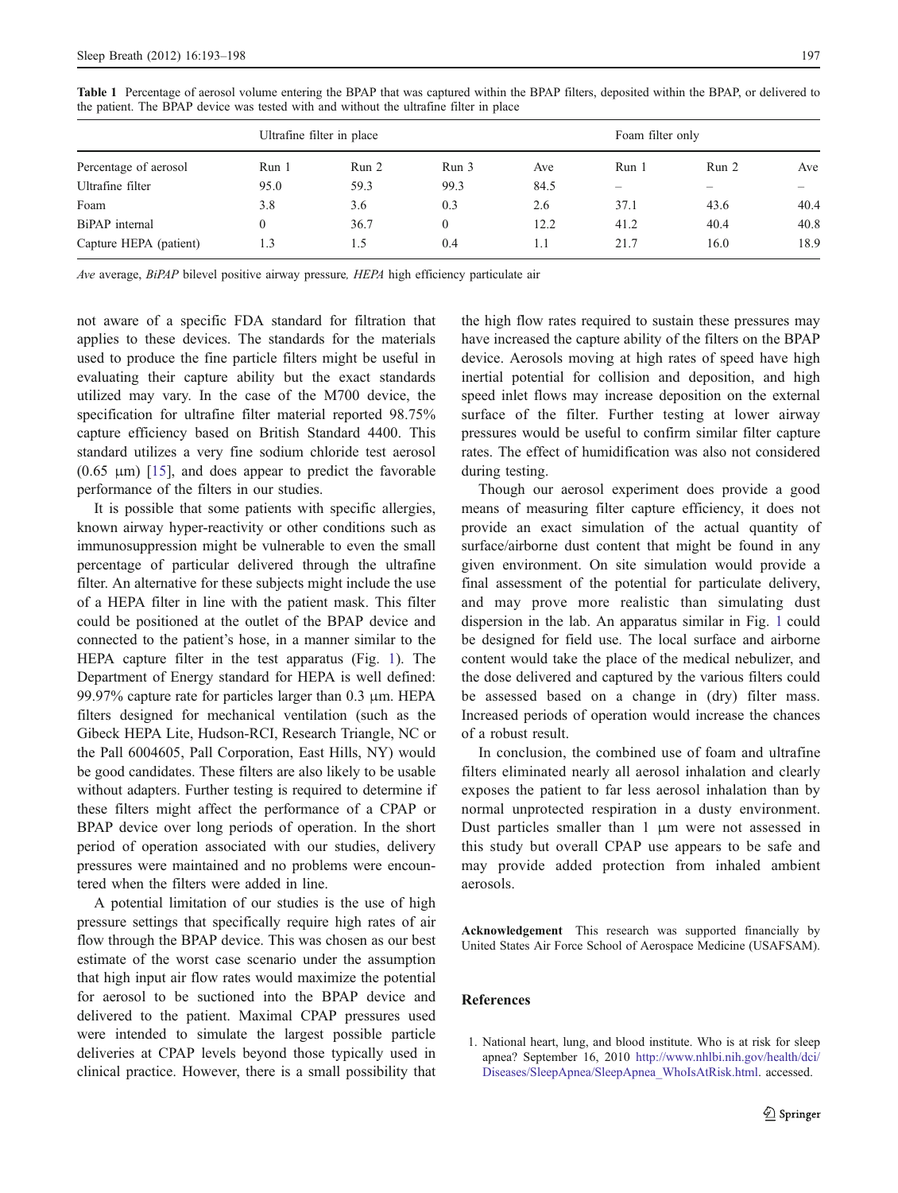Table 1 Percentage of aerosol volume entering the BPAP that was captured within the BPAP filters, deposited within the BPAP, or delivered to the patient. The BPAP device was tested with and without the ultrafine filter in place

| | Ultrafine filter in place | | | | Foam filter only | | |
|---|---|---|---|---|---|---|---|
| Percentage of aerosol | Run 1 | Run 2 | Run 3 | Ave | Run 1 | Run 2 | Ave |
| Ultrafine filter | 95.0 | 59.3 | 99.3 | 84.5 | – | – | – |
| Foam | 3.8 | 3.6 | 0.3 | 2.6 | 37.1 | 43.6 | 40.4 |
| BiPAP internal | 0 | 36.7 | 0 | 12.2 | 41.2 | 40.4 | 40.8 |
| Capture HEPA (patient) | 1.3 | 1.5 | 0.4 | 1.1 | 21.7 | 16.0 | 18.9 |

*Ave* average, *BiPAP* bilevel positive airway pressure, *HEPA* high efficiency particulate air

not aware of a specific FDA standard for filtration that applies to these devices. The standards for the materials used to produce the fine particle filters might be useful in evaluating their capture ability but the exact standards utilized may vary. In the case of the M700 device, the specification for ultrafine filter material reported 98.75% capture efficiency based on British Standard 4400. This standard utilizes a very fine sodium chloride test aerosol (0.65 μm) [15], and does appear to predict the favorable performance of the filters in our studies.

It is possible that some patients with specific allergies, known airway hyper-reactivity or other conditions such as immunosuppression might be vulnerable to even the small percentage of particular delivered through the ultrafine filter. An alternative for these subjects might include the use of a HEPA filter in line with the patient mask. This filter could be positioned at the outlet of the BPAP device and connected to the patient's hose, in a manner similar to the HEPA capture filter in the test apparatus (Fig. 1). The Department of Energy standard for HEPA is well defined: 99.97% capture rate for particles larger than 0.3 μm. HEPA filters designed for mechanical ventilation (such as the Gibeck HEPA Lite, Hudson-RCI, Research Triangle, NC or the Pall 6004605, Pall Corporation, East Hills, NY) would be good candidates. These filters are also likely to be usable without adapters. Further testing is required to determine if these filters might affect the performance of a CPAP or BPAP device over long periods of operation. In the short period of operation associated with our studies, delivery pressures were maintained and no problems were encountered when the filters were added in line.

A potential limitation of our studies is the use of high pressure settings that specifically require high rates of air flow through the BPAP device. This was chosen as our best estimate of the worst case scenario under the assumption that high input air flow rates would maximize the potential for aerosol to be suctioned into the BPAP device and delivered to the patient. Maximal CPAP pressures used were intended to simulate the largest possible particle deliveries at CPAP levels beyond those typically used in clinical practice. However, there is a small possibility that the high flow rates required to sustain these pressures may have increased the capture ability of the filters on the BPAP device. Aerosols moving at high rates of speed have high inertial potential for collision and deposition, and high speed inlet flows may increase deposition on the external surface of the filter. Further testing at lower airway pressures would be useful to confirm similar filter capture rates. The effect of humidification was also not considered during testing.

Though our aerosol experiment does provide a good means of measuring filter capture efficiency, it does not provide an exact simulation of the actual quantity of surface/airborne dust content that might be found in any given environment. On site simulation would provide a final assessment of the potential for particulate delivery, and may prove more realistic than simulating dust dispersion in the lab. An apparatus similar in Fig. 1 could be designed for field use. The local surface and airborne content would take the place of the medical nebulizer, and the dose delivered and captured by the various filters could be assessed based on a change in (dry) filter mass. Increased periods of operation would increase the chances of a robust result.

In conclusion, the combined use of foam and ultrafine filters eliminated nearly all aerosol inhalation and clearly exposes the patient to far less aerosol inhalation than by normal unprotected respiration in a dusty environment. Dust particles smaller than 1 μm were not assessed in this study but overall CPAP use appears to be safe and may provide added protection from inhaled ambient aerosols.

**Acknowledgement** This research was supported financially by United States Air Force School of Aerospace Medicine (USAFSAM).

## References

1. National heart, lung, and blood institute. Who is at risk for sleep apnea? September 16, 2010 http://www.nhlbi.nih.gov/health/dci/Diseases/SleepApnea/SleepApnea_WhoIsAtRisk.html. accessed.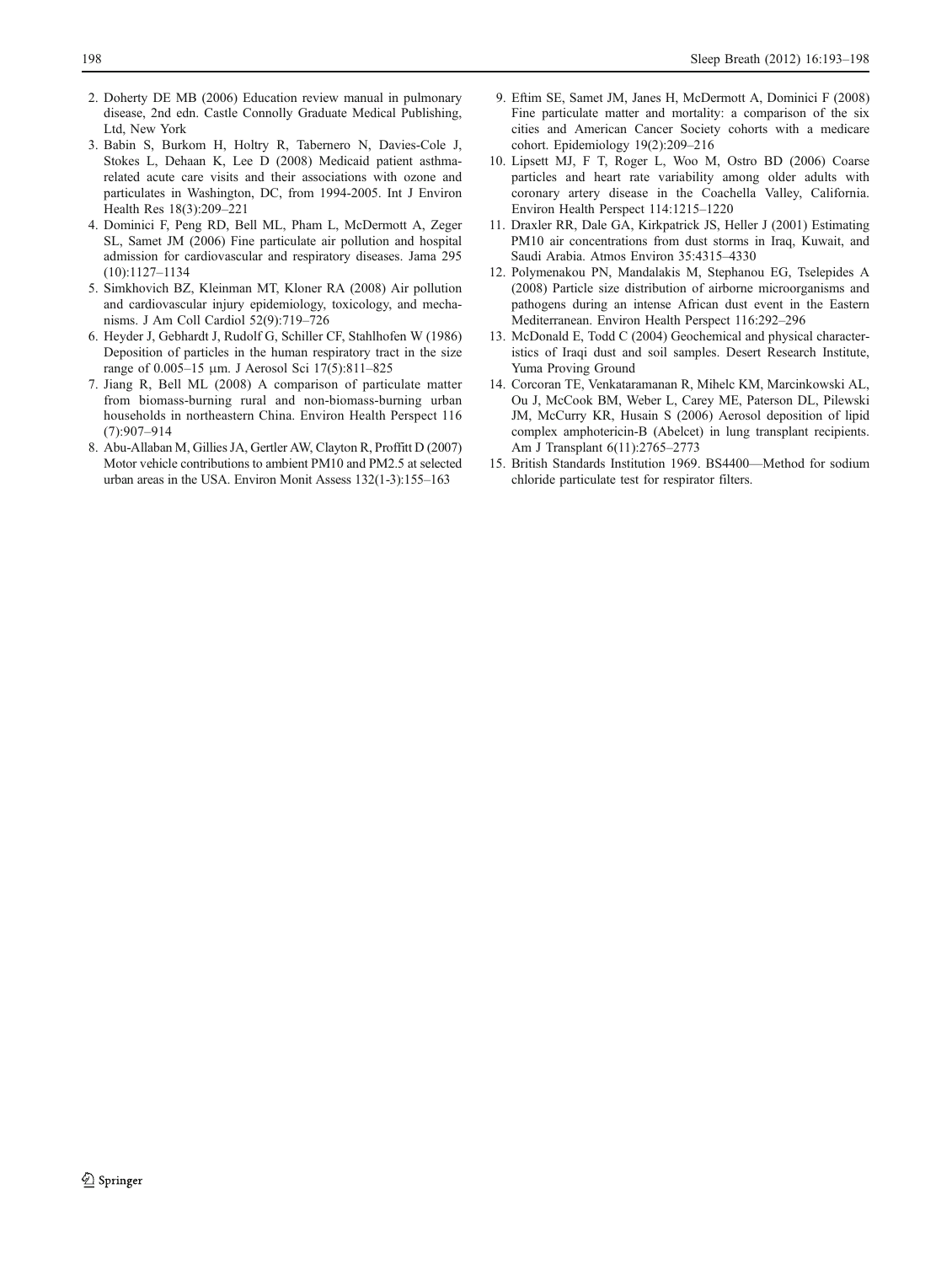2. Doherty DE MB (2006) Education review manual in pulmonary disease, 2nd edn. Castle Connolly Graduate Medical Publishing, Ltd, New York
3. Babin S, Burkom H, Holtry R, Tabernero N, Davies-Cole J, Stokes L, Dehaan K, Lee D (2008) Medicaid patient asthma-related acute care visits and their associations with ozone and particulates in Washington, DC, from 1994-2005. Int J Environ Health Res 18(3):209–221
4. Dominici F, Peng RD, Bell ML, Pham L, McDermott A, Zeger SL, Samet JM (2006) Fine particulate air pollution and hospital admission for cardiovascular and respiratory diseases. Jama 295 (10):1127–1134
5. Simkhovich BZ, Kleinman MT, Kloner RA (2008) Air pollution and cardiovascular injury epidemiology, toxicology, and mechanisms. J Am Coll Cardiol 52(9):719–726
6. Heyder J, Gebhardt J, Rudolf G, Schiller CF, Stahlhofen W (1986) Deposition of particles in the human respiratory tract in the size range of 0.005–15 μm. J Aerosol Sci 17(5):811–825
7. Jiang R, Bell ML (2008) A comparison of particulate matter from biomass-burning rural and non-biomass-burning urban households in northeastern China. Environ Health Perspect 116 (7):907–914
8. Abu-Allaban M, Gillies JA, Gertler AW, Clayton R, Proffitt D (2007) Motor vehicle contributions to ambient PM10 and PM2.5 at selected urban areas in the USA. Environ Monit Assess 132(1-3):155–163
9. Eftim SE, Samet JM, Janes H, McDermott A, Dominici F (2008) Fine particulate matter and mortality: a comparison of the six cities and American Cancer Society cohorts with a medicare cohort. Epidemiology 19(2):209–216
10. Lipsett MJ, F T, Roger L, Woo M, Ostro BD (2006) Coarse particles and heart rate variability among older adults with coronary artery disease in the Coachella Valley, California. Environ Health Perspect 114:1215–1220
11. Draxler RR, Dale GA, Kirkpatrick JS, Heller J (2001) Estimating PM10 air concentrations from dust storms in Iraq, Kuwait, and Saudi Arabia. Atmos Environ 35:4315–4330
12. Polymenakou PN, Mandalakis M, Stephanou EG, Tselepides A (2008) Particle size distribution of airborne microorganisms and pathogens during an intense African dust event in the Eastern Mediterranean. Environ Health Perspect 116:292–296
13. McDonald E, Todd C (2004) Geochemical and physical characteristics of Iraqi dust and soil samples. Desert Research Institute, Yuma Proving Ground
14. Corcoran TE, Venkataramanan R, Mihelc KM, Marcinkowski AL, Ou J, McCook BM, Weber L, Carey ME, Paterson DL, Pilewski JM, McCurry KR, Husain S (2006) Aerosol deposition of lipid complex amphotericin-B (Abelcet) in lung transplant recipients. Am J Transplant 6(11):2765–2773
15. British Standards Institution 1969. BS4400—Method for sodium chloride particulate test for respirator filters.